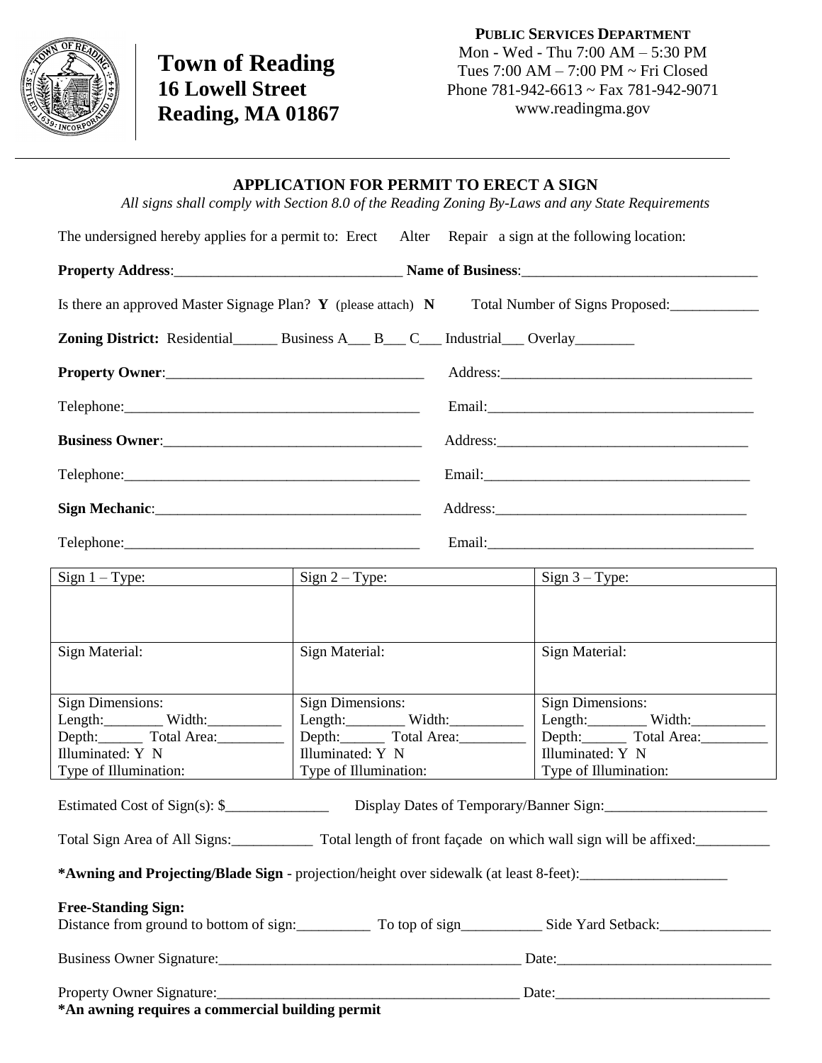**Town of Reading**
**16 Lowell Street**
**Reading, MA 01867**

**PUBLIC SERVICES DEPARTMENT**
Mon - Wed - Thu 7:00 AM – 5:30 PM
Tues 7:00 AM – 7:00 PM ~ Fri Closed
Phone 781-942-6613 ~ Fax 781-942-9071
www.readingma.gov

## APPLICATION FOR PERMIT TO ERECT A SIGN

*All signs shall comply with Section 8.0 of the Reading Zoning By-Laws and any State Requirements*

The undersigned hereby applies for a permit to: Erect Alter Repair a sign at the following location:

**Property Address**:_______________________________ **Name of Business**:________________________________

Is there an approved Master Signage Plan? **Y** (please attach) **N** Total Number of Signs Proposed:____________

**Zoning District:** Residential______ Business A___ B___ C___ Industrial___ Overlay________

**Property Owner**:___________________________________ Address:__________________________________

Telephone:_________________________________________ Email:____________________________________

**Business Owner**:___________________________________ Address:__________________________________

Telephone:_________________________________________ Email:____________________________________

**Sign Mechanic**:____________________________________ Address:__________________________________

Telephone:_________________________________________ Email:____________________________________

| Sign 1 – Type: | Sign 2 – Type: | Sign 3 – Type: |
|---|---|---|
| | | |
| Sign Material: | Sign Material: | Sign Material: |
| Sign Dimensions:<br>Length:________ Width:__________<br>Depth:______ Total Area:_________<br>Illuminated: Y N<br>Type of Illumination: | Sign Dimensions:<br>Length:________ Width:__________<br>Depth:______ Total Area:_________<br>Illuminated: Y N<br>Type of Illumination: | Sign Dimensions:<br>Length:________ Width:__________<br>Depth:______ Total Area:_________<br>Illuminated: Y N<br>Type of Illumination: |

Estimated Cost of Sign(s): $______________ Display Dates of Temporary/Banner Sign:______________________

Total Sign Area of All Signs:___________ Total length of front façade on which wall sign will be affixed:__________

***Awning and Projecting/Blade Sign** - projection/height over sidewalk (at least 8-feet):____________________

**Free-Standing Sign:**
Distance from ground to bottom of sign:__________ To top of sign___________ Side Yard Setback:_______________

Business Owner Signature:__________________________________________ Date:_____________________________

Property Owner Signature:__________________________________________ Date:_____________________________

***An awning requires a commercial building permit**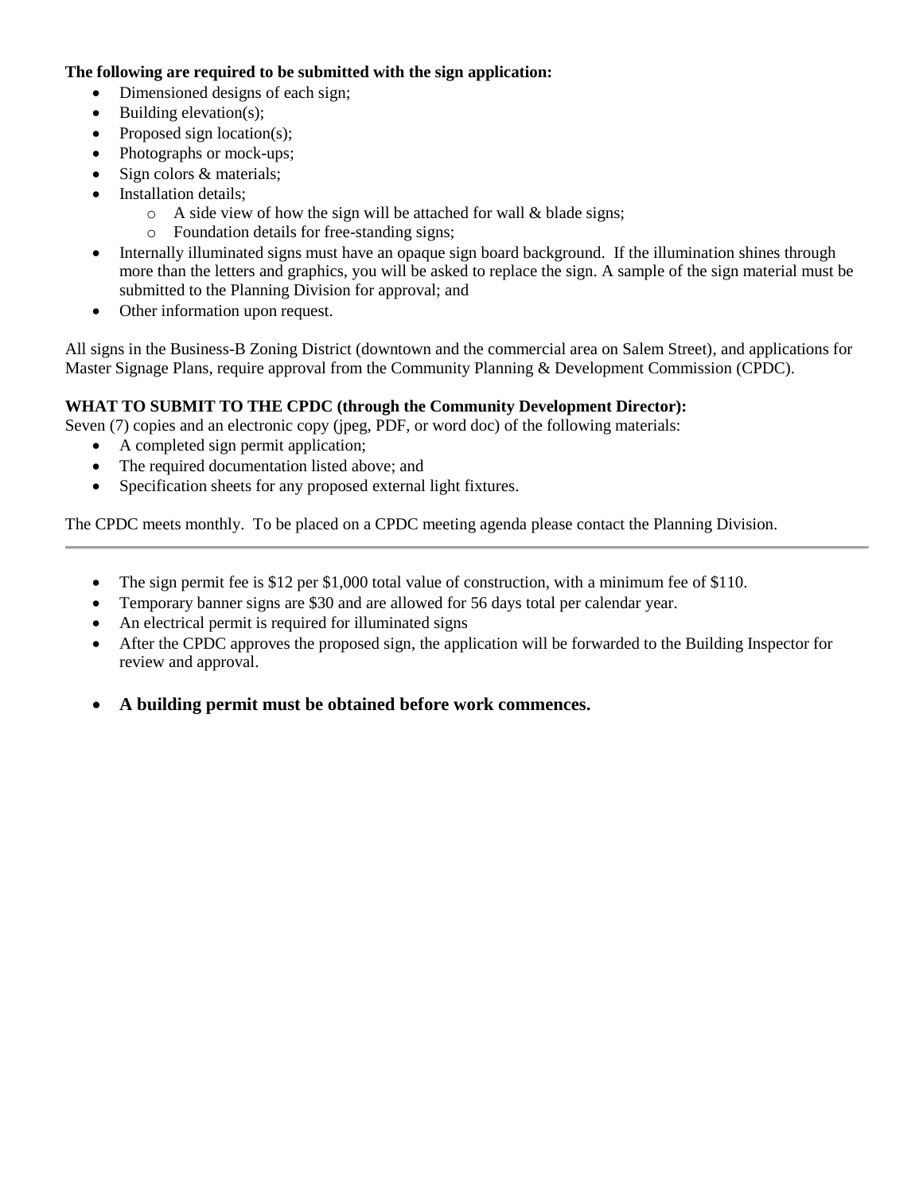**The following are required to be submitted with the sign application:**

- Dimensioned designs of each sign;
- Building elevation(s);
- Proposed sign location(s);
- Photographs or mock-ups;
- Sign colors & materials;
- Installation details;
  - A side view of how the sign will be attached for wall & blade signs;
  - Foundation details for free-standing signs;
- Internally illuminated signs must have an opaque sign board background. If the illumination shines through more than the letters and graphics, you will be asked to replace the sign. A sample of the sign material must be submitted to the Planning Division for approval; and
- Other information upon request.

All signs in the Business-B Zoning District (downtown and the commercial area on Salem Street), and applications for Master Signage Plans, require approval from the Community Planning & Development Commission (CPDC).

**WHAT TO SUBMIT TO THE CPDC (through the Community Development Director):**

Seven (7) copies and an electronic copy (jpeg, PDF, or word doc) of the following materials:

- A completed sign permit application;
- The required documentation listed above; and
- Specification sheets for any proposed external light fixtures.

The CPDC meets monthly. To be placed on a CPDC meeting agenda please contact the Planning Division.

---

- The sign permit fee is $12 per $1,000 total value of construction, with a minimum fee of $110.
- Temporary banner signs are $30 and are allowed for 56 days total per calendar year.
- An electrical permit is required for illuminated signs
- After the CPDC approves the proposed sign, the application will be forwarded to the Building Inspector for review and approval.
- **A building permit must be obtained before work commences.**